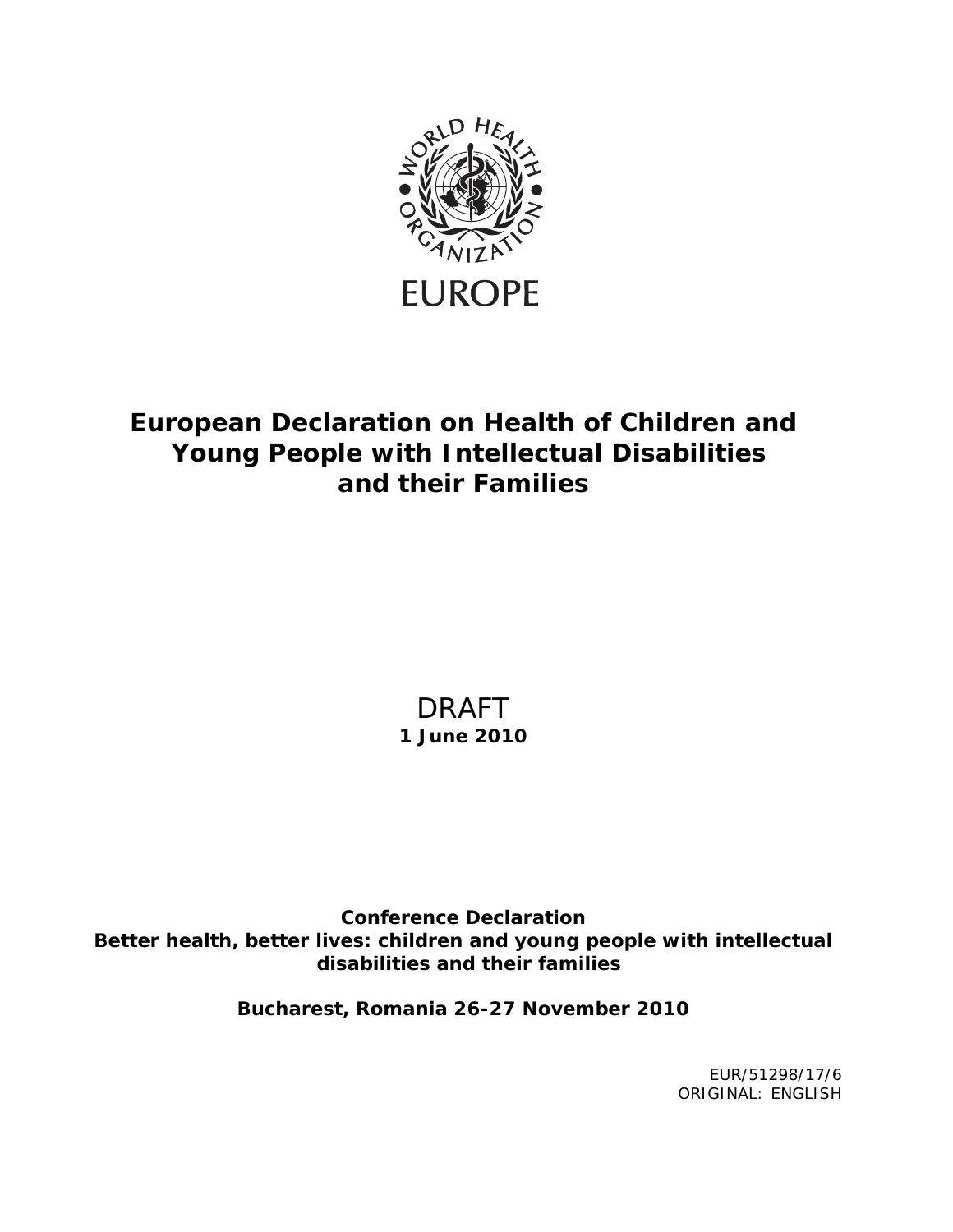WORLD HEALTH ORGANIZATION

EUROPE

# European Declaration on Health of Children and Young People with Intellectual Disabilities and their Families

DRAFT

**1 June 2010**

**Conference Declaration**
**Better health, better lives: children and young people with intellectual disabilities and their families**

**Bucharest, Romania 26-27 November 2010**

EUR/51298/17/6
ORIGINAL: ENGLISH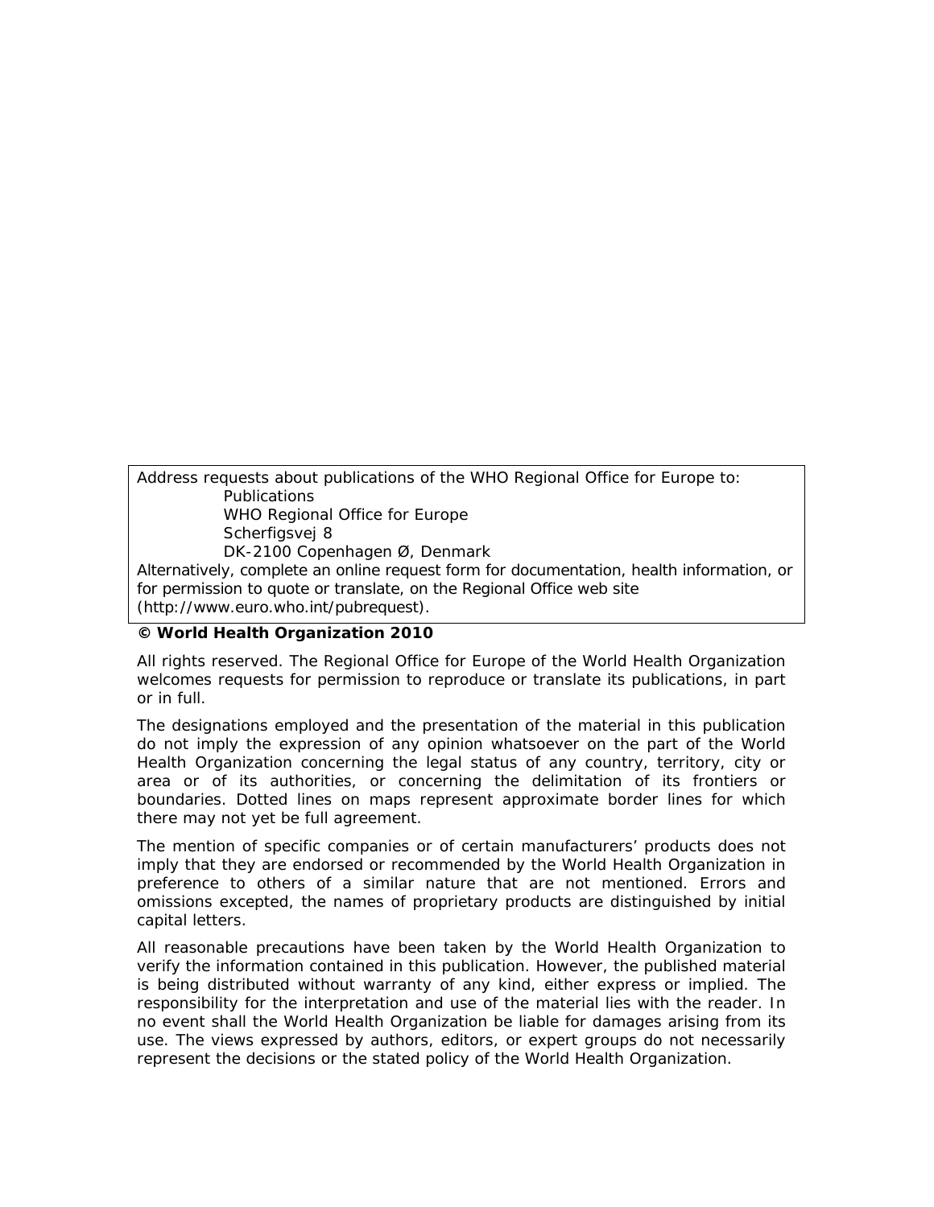Address requests about publications of the WHO Regional Office for Europe to:

Publications
WHO Regional Office for Europe
Scherfigsvej 8
DK-2100 Copenhagen Ø, Denmark

Alternatively, complete an online request form for documentation, health information, or for permission to quote or translate, on the Regional Office web site (http://www.euro.who.int/pubrequest).

**© World Health Organization 2010**

All rights reserved. The Regional Office for Europe of the World Health Organization welcomes requests for permission to reproduce or translate its publications, in part or in full.

The designations employed and the presentation of the material in this publication do not imply the expression of any opinion whatsoever on the part of the World Health Organization concerning the legal status of any country, territory, city or area or of its authorities, or concerning the delimitation of its frontiers or boundaries. Dotted lines on maps represent approximate border lines for which there may not yet be full agreement.

The mention of specific companies or of certain manufacturers' products does not imply that they are endorsed or recommended by the World Health Organization in preference to others of a similar nature that are not mentioned. Errors and omissions excepted, the names of proprietary products are distinguished by initial capital letters.

All reasonable precautions have been taken by the World Health Organization to verify the information contained in this publication. However, the published material is being distributed without warranty of any kind, either express or implied. The responsibility for the interpretation and use of the material lies with the reader. In no event shall the World Health Organization be liable for damages arising from its use. The views expressed by authors, editors, or expert groups do not necessarily represent the decisions or the stated policy of the World Health Organization.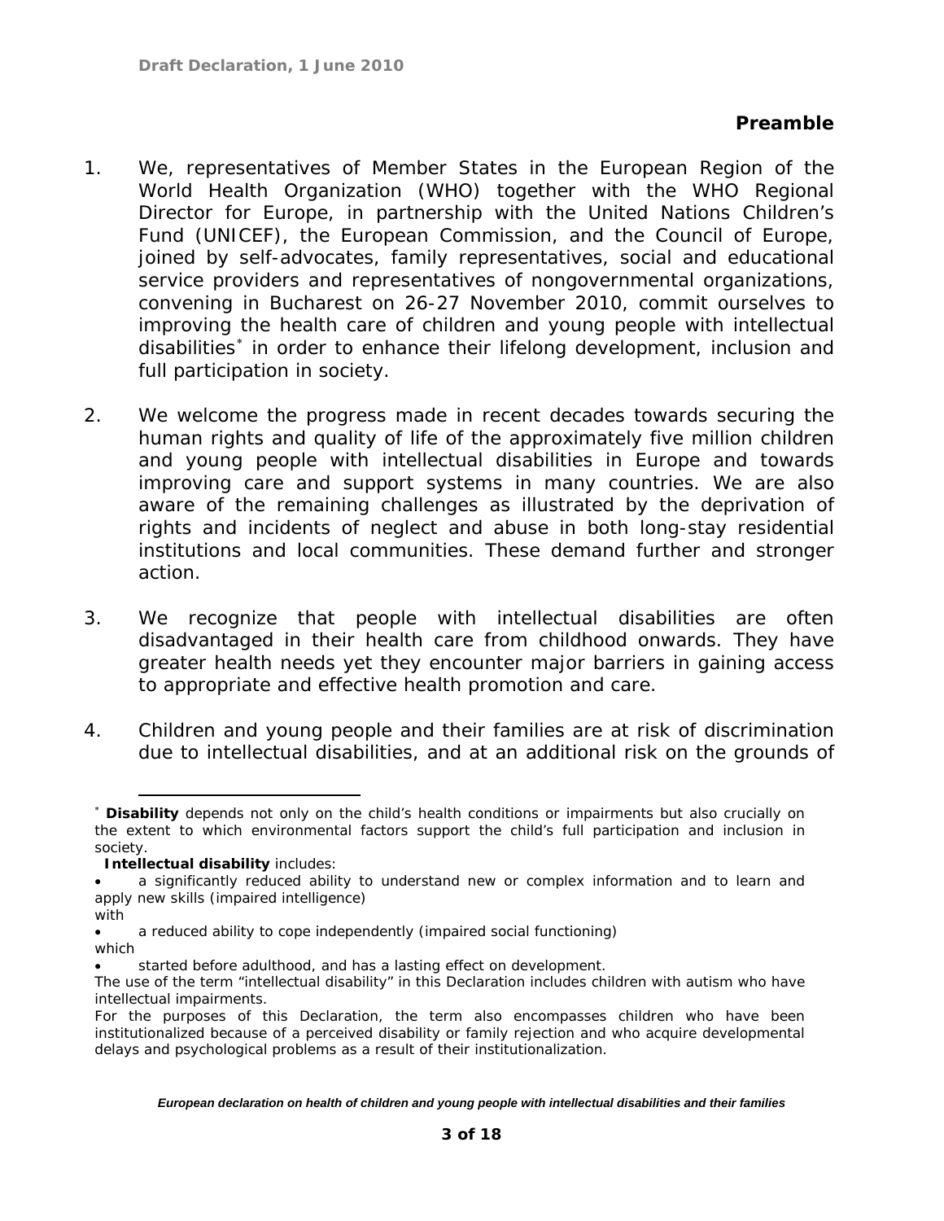## Preamble

1. We, representatives of Member States in the European Region of the World Health Organization (WHO) together with the WHO Regional Director for Europe, in partnership with the United Nations Children's Fund (UNICEF), the European Commission, and the Council of Europe, joined by self-advocates, family representatives, social and educational service providers and representatives of nongovernmental organizations, convening in Bucharest on 26-27 November 2010, commit ourselves to improving the health care of children and young people with intellectual disabilities[*] in order to enhance their lifelong development, inclusion and full participation in society.

2. We welcome the progress made in recent decades towards securing the human rights and quality of life of the approximately five million children and young people with intellectual disabilities in Europe and towards improving care and support systems in many countries. We are also aware of the remaining challenges as illustrated by the deprivation of rights and incidents of neglect and abuse in both long-stay residential institutions and local communities. These demand further and stronger action.

3. We recognize that people with intellectual disabilities are often disadvantaged in their health care from childhood onwards. They have greater health needs yet they encounter major barriers in gaining access to appropriate and effective health promotion and care.

4. Children and young people and their families are at risk of discrimination due to intellectual disabilities, and at an additional risk on the grounds of

---

[*] **Disability** depends not only on the child's health conditions or impairments but also crucially on the extent to which environmental factors support the child's full participation and inclusion in society.

**Intellectual disability** includes:

- a significantly reduced ability to understand new or complex information and to learn and apply new skills (impaired intelligence)

with

- a reduced ability to cope independently (impaired social functioning)

which

- started before adulthood, and has a lasting effect on development.

The use of the term "intellectual disability" in this Declaration includes children with autism who have intellectual impairments.

For the purposes of this Declaration, the term also encompasses children who have been institutionalized because of a perceived disability or family rejection and who acquire developmental delays and psychological problems as a result of their institutionalization.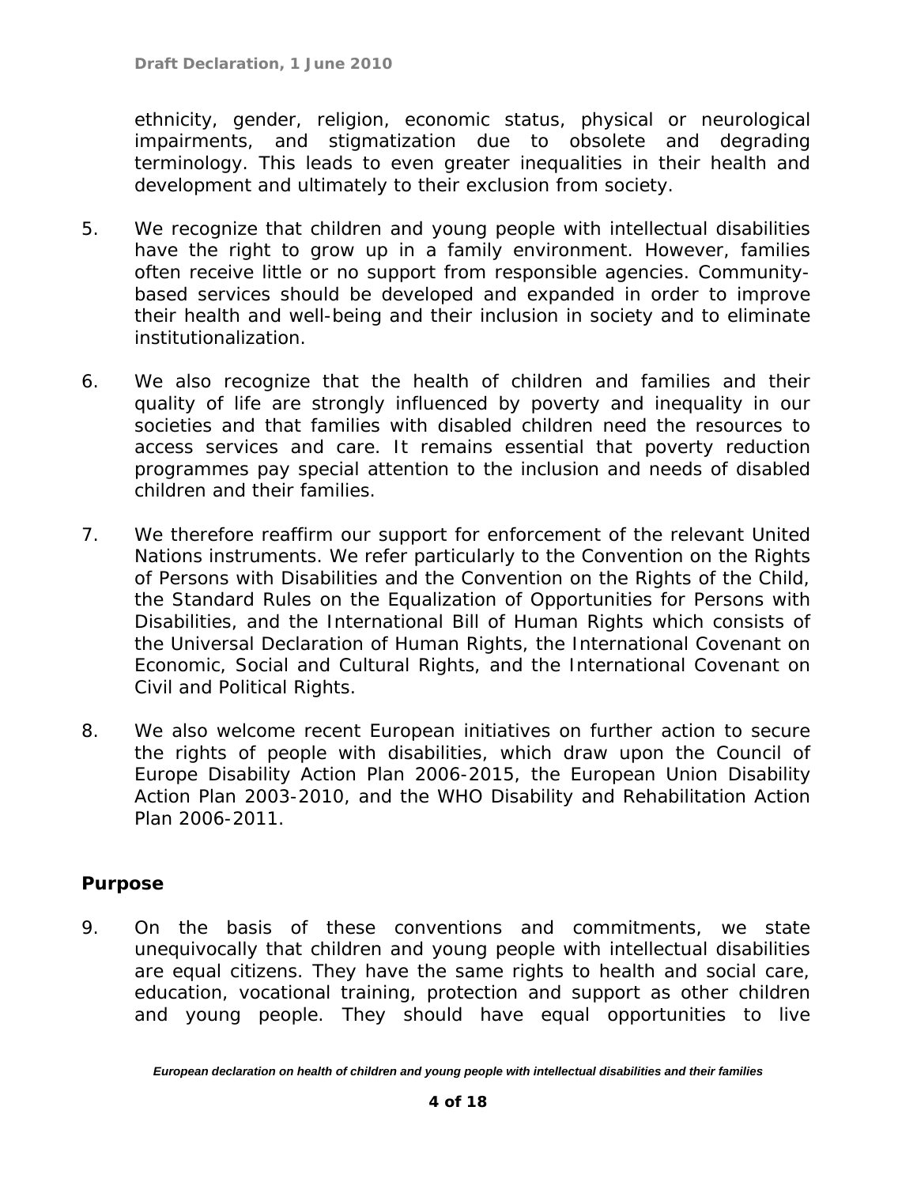ethnicity, gender, religion, economic status, physical or neurological impairments, and stigmatization due to obsolete and degrading terminology. This leads to even greater inequalities in their health and development and ultimately to their exclusion from society.

5. We recognize that children and young people with intellectual disabilities have the right to grow up in a family environment. However, families often receive little or no support from responsible agencies. Community-based services should be developed and expanded in order to improve their health and well-being and their inclusion in society and to eliminate institutionalization.

6. We also recognize that the health of children and families and their quality of life are strongly influenced by poverty and inequality in our societies and that families with disabled children need the resources to access services and care. It remains essential that poverty reduction programmes pay special attention to the inclusion and needs of disabled children and their families.

7. We therefore reaffirm our support for enforcement of the relevant United Nations instruments. We refer particularly to the Convention on the Rights of Persons with Disabilities and the Convention on the Rights of the Child, the Standard Rules on the Equalization of Opportunities for Persons with Disabilities, and the International Bill of Human Rights which consists of the Universal Declaration of Human Rights, the International Covenant on Economic, Social and Cultural Rights, and the International Covenant on Civil and Political Rights.

8. We also welcome recent European initiatives on further action to secure the rights of people with disabilities, which draw upon the Council of Europe Disability Action Plan 2006-2015, the European Union Disability Action Plan 2003-2010, and the WHO Disability and Rehabilitation Action Plan 2006-2011.

## Purpose

9. On the basis of these conventions and commitments, we state unequivocally that children and young people with intellectual disabilities are equal citizens. They have the same rights to health and social care, education, vocational training, protection and support as other children and young people. They should have equal opportunities to live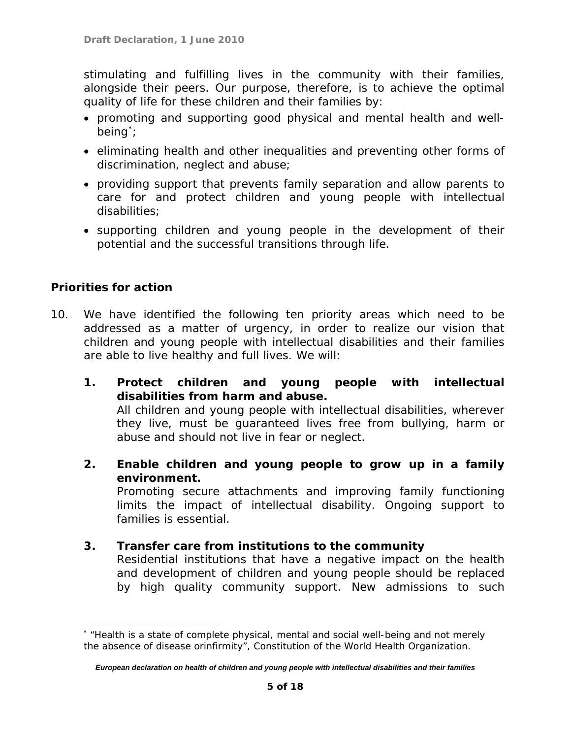stimulating and fulfilling lives in the community with their families, alongside their peers. Our purpose, therefore, is to achieve the optimal quality of life for these children and their families by:

- promoting and supporting good physical and mental health and well-being[*];
- eliminating health and other inequalities and preventing other forms of discrimination, neglect and abuse;
- providing support that prevents family separation and allow parents to care for and protect children and young people with intellectual disabilities;
- supporting children and young people in the development of their potential and the successful transitions through life.

## Priorities for action

10. We have identified the following ten priority areas which need to be addressed as a matter of urgency, in order to realize our vision that children and young people with intellectual disabilities and their families are able to live healthy and full lives. We will:

    1. **Protect children and young people with intellectual disabilities from harm and abuse.**
    All children and young people with intellectual disabilities, wherever they live, must be guaranteed lives free from bullying, harm or abuse and should not live in fear or neglect.

    2. **Enable children and young people to grow up in a family environment.**
    Promoting secure attachments and improving family functioning limits the impact of intellectual disability. Ongoing support to families is essential.

    3. **Transfer care from institutions to the community**
    Residential institutions that have a negative impact on the health and development of children and young people should be replaced by high quality community support. New admissions to such

---

[*] "Health is a state of complete physical, mental and social well-being and not merely the absence of disease orinfirmity", Constitution of the World Health Organization.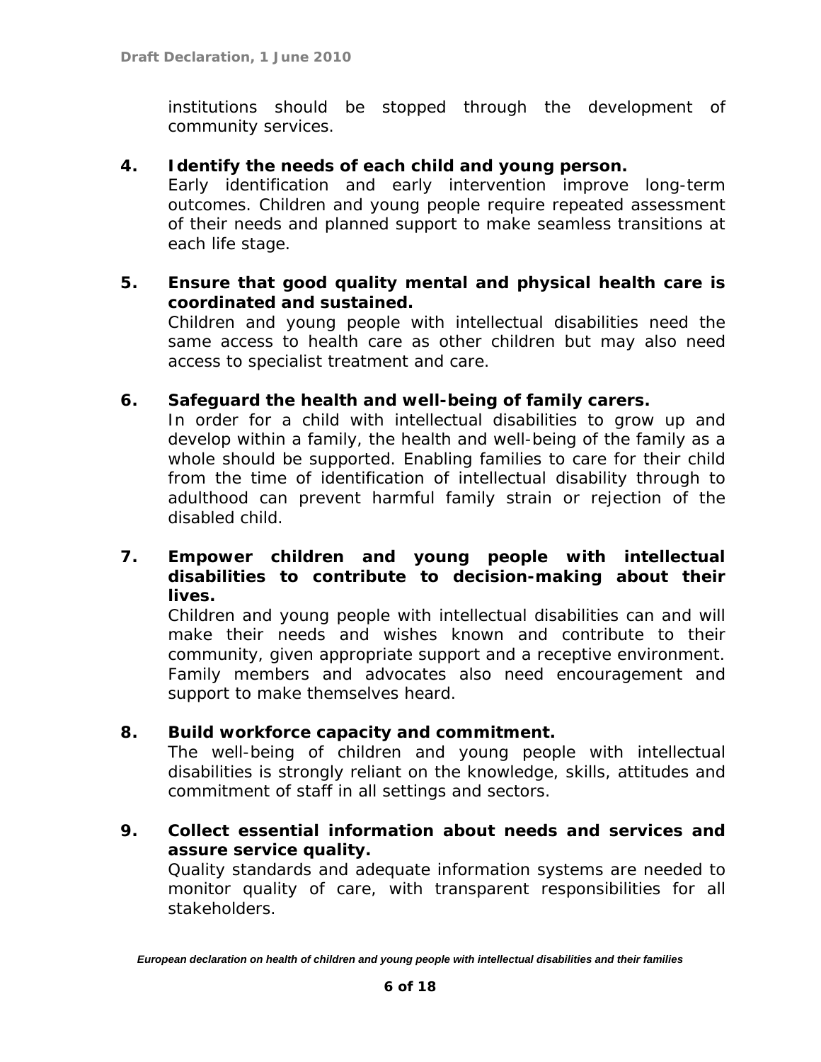institutions should be stopped through the development of community services.

4. **Identify the needs of each child and young person.**
   Early identification and early intervention improve long-term outcomes. Children and young people require repeated assessment of their needs and planned support to make seamless transitions at each life stage.

5. **Ensure that good quality mental and physical health care is coordinated and sustained.**
   Children and young people with intellectual disabilities need the same access to health care as other children but may also need access to specialist treatment and care.

6. **Safeguard the health and well-being of family carers.**
   In order for a child with intellectual disabilities to grow up and develop within a family, the health and well-being of the family as a whole should be supported. Enabling families to care for their child from the time of identification of intellectual disability through to adulthood can prevent harmful family strain or rejection of the disabled child.

7. **Empower children and young people with intellectual disabilities to contribute to decision-making about their lives.**
   Children and young people with intellectual disabilities can and will make their needs and wishes known and contribute to their community, given appropriate support and a receptive environment. Family members and advocates also need encouragement and support to make themselves heard.

8. **Build workforce capacity and commitment.**
   The well-being of children and young people with intellectual disabilities is strongly reliant on the knowledge, skills, attitudes and commitment of staff in all settings and sectors.

9. **Collect essential information about needs and services and assure service quality.**
   Quality standards and adequate information systems are needed to monitor quality of care, with transparent responsibilities for all stakeholders.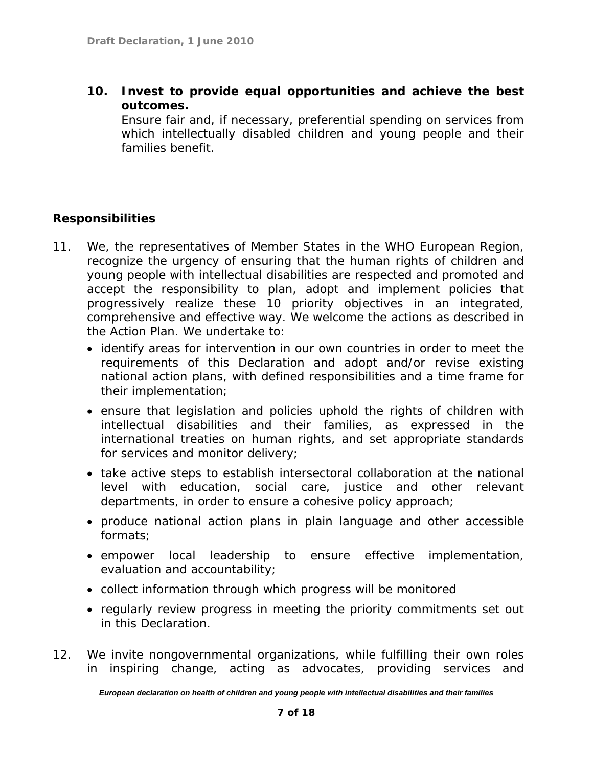**10. Invest to provide equal opportunities and achieve the best outcomes.**

Ensure fair and, if necessary, preferential spending on services from which intellectually disabled children and young people and their families benefit.

## Responsibilities

11. We, the representatives of Member States in the WHO European Region, recognize the urgency of ensuring that the human rights of children and young people with intellectual disabilities are respected and promoted and accept the responsibility to plan, adopt and implement policies that progressively realize these 10 priority objectives in an integrated, comprehensive and effective way. We welcome the actions as described in the Action Plan. We undertake to:

    - identify areas for intervention in our own countries in order to meet the requirements of this Declaration and adopt and/or revise existing national action plans, with defined responsibilities and a time frame for their implementation;
    - ensure that legislation and policies uphold the rights of children with intellectual disabilities and their families, as expressed in the international treaties on human rights, and set appropriate standards for services and monitor delivery;
    - take active steps to establish intersectoral collaboration at the national level with education, social care, justice and other relevant departments, in order to ensure a cohesive policy approach;
    - produce national action plans in plain language and other accessible formats;
    - empower local leadership to ensure effective implementation, evaluation and accountability;
    - collect information through which progress will be monitored
    - regularly review progress in meeting the priority commitments set out in this Declaration.

12. We invite nongovernmental organizations, while fulfilling their own roles in inspiring change, acting as advocates, providing services and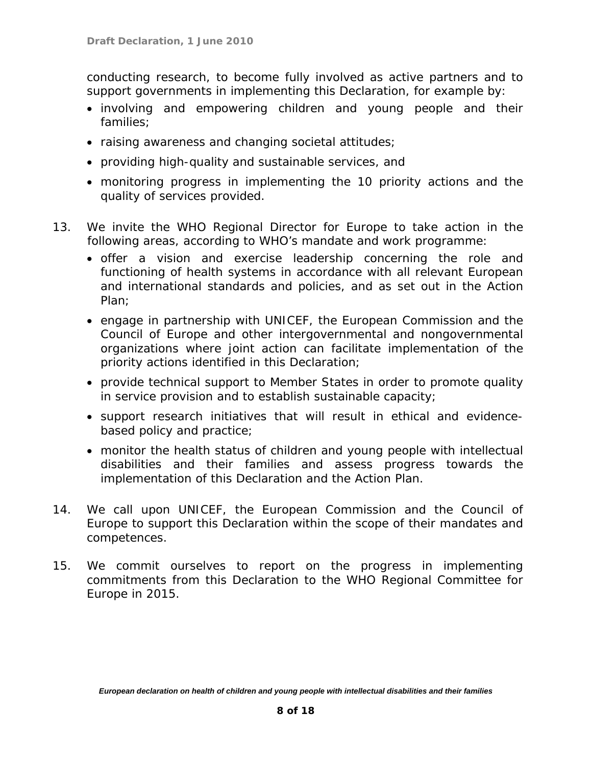conducting research, to become fully involved as active partners and to support governments in implementing this Declaration, for example by:

- involving and empowering children and young people and their families;
- raising awareness and changing societal attitudes;
- providing high-quality and sustainable services, and
- monitoring progress in implementing the 10 priority actions and the quality of services provided.

13. We invite the WHO Regional Director for Europe to take action in the following areas, according to WHO's mandate and work programme:
    - offer a vision and exercise leadership concerning the role and functioning of health systems in accordance with all relevant European and international standards and policies, and as set out in the Action Plan;
    - engage in partnership with UNICEF, the European Commission and the Council of Europe and other intergovernmental and nongovernmental organizations where joint action can facilitate implementation of the priority actions identified in this Declaration;
    - provide technical support to Member States in order to promote quality in service provision and to establish sustainable capacity;
    - support research initiatives that will result in ethical and evidence-based policy and practice;
    - monitor the health status of children and young people with intellectual disabilities and their families and assess progress towards the implementation of this Declaration and the Action Plan.

14. We call upon UNICEF, the European Commission and the Council of Europe to support this Declaration within the scope of their mandates and competences.

15. We commit ourselves to report on the progress in implementing commitments from this Declaration to the WHO Regional Committee for Europe in 2015.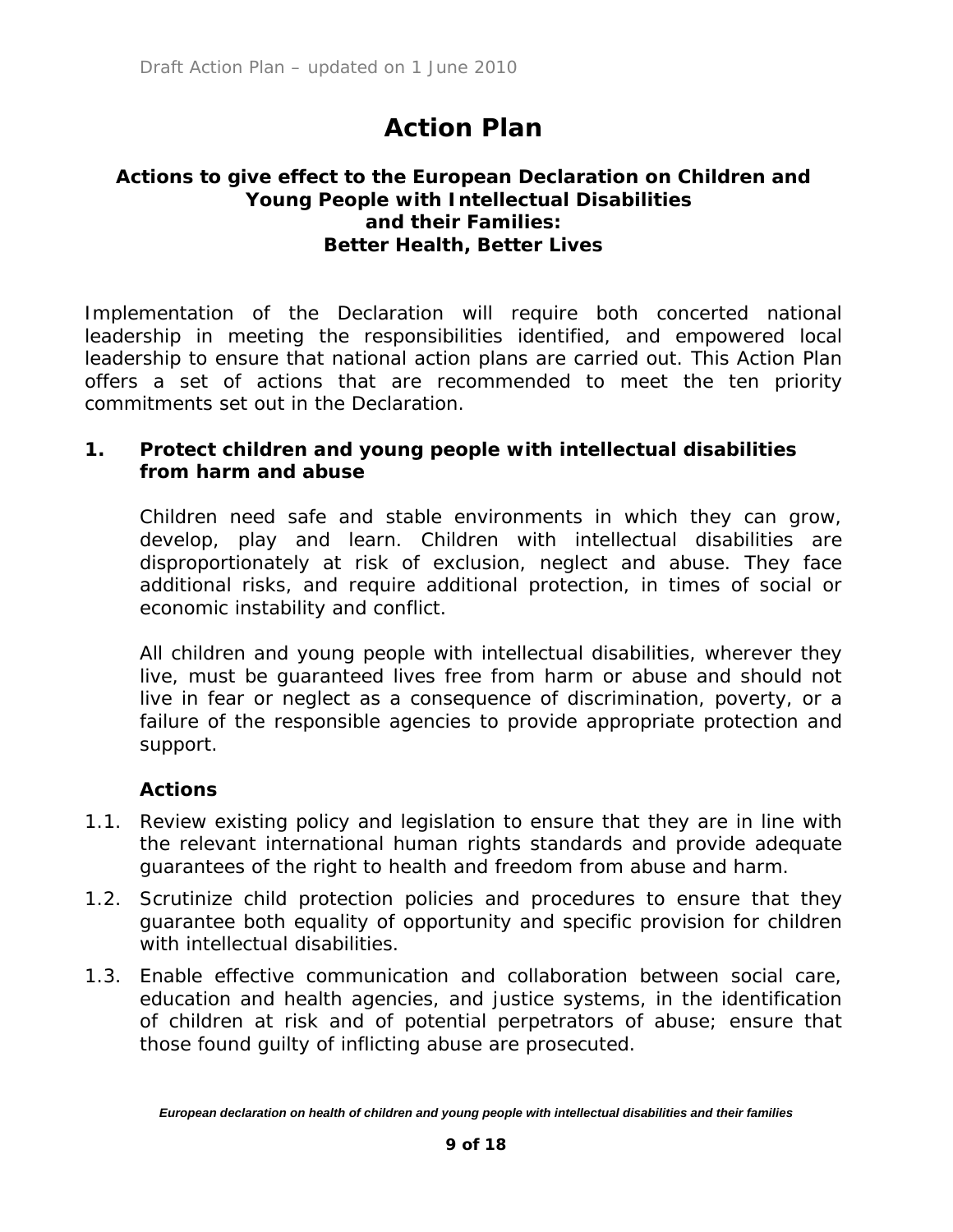# Action Plan

### Actions to give effect to the European Declaration on Children and Young People with Intellectual Disabilities and their Families: Better Health, Better Lives

Implementation of the Declaration will require both concerted national leadership in meeting the responsibilities identified, and empowered local leadership to ensure that national action plans are carried out. This Action Plan offers a set of actions that are recommended to meet the ten priority commitments set out in the Declaration.

## 1. Protect children and young people with intellectual disabilities from harm and abuse

Children need safe and stable environments in which they can grow, develop, play and learn. Children with intellectual disabilities are disproportionately at risk of exclusion, neglect and abuse. They face additional risks, and require additional protection, in times of social or economic instability and conflict.

All children and young people with intellectual disabilities, wherever they live, must be guaranteed lives free from harm or abuse and should not live in fear or neglect as a consequence of discrimination, poverty, or a failure of the responsible agencies to provide appropriate protection and support.

### Actions

1.1. Review existing policy and legislation to ensure that they are in line with the relevant international human rights standards and provide adequate guarantees of the right to health and freedom from abuse and harm.

1.2. Scrutinize child protection policies and procedures to ensure that they guarantee both equality of opportunity and specific provision for children with intellectual disabilities.

1.3. Enable effective communication and collaboration between social care, education and health agencies, and justice systems, in the identification of children at risk and of potential perpetrators of abuse; ensure that those found guilty of inflicting abuse are prosecuted.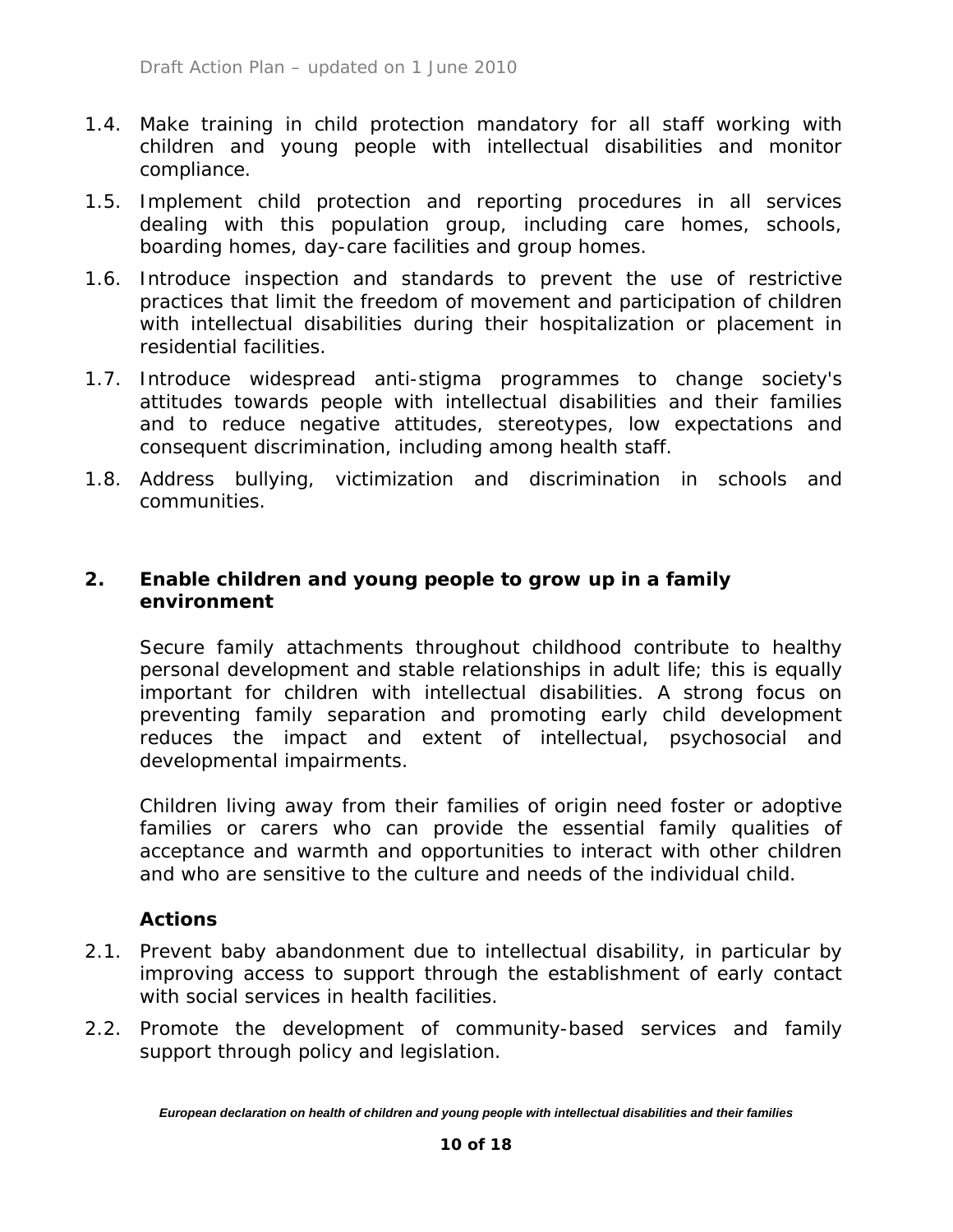1.4. Make training in child protection mandatory for all staff working with children and young people with intellectual disabilities and monitor compliance.

1.5. Implement child protection and reporting procedures in all services dealing with this population group, including care homes, schools, boarding homes, day-care facilities and group homes.

1.6. Introduce inspection and standards to prevent the use of restrictive practices that limit the freedom of movement and participation of children with intellectual disabilities during their hospitalization or placement in residential facilities.

1.7. Introduce widespread anti-stigma programmes to change society's attitudes towards people with intellectual disabilities and their families and to reduce negative attitudes, stereotypes, low expectations and consequent discrimination, including among health staff.

1.8. Address bullying, victimization and discrimination in schools and communities.

## 2. Enable children and young people to grow up in a family environment

Secure family attachments throughout childhood contribute to healthy personal development and stable relationships in adult life; this is equally important for children with intellectual disabilities. A strong focus on preventing family separation and promoting early child development reduces the impact and extent of intellectual, psychosocial and developmental impairments.

Children living away from their families of origin need foster or adoptive families or carers who can provide the essential family qualities of acceptance and warmth and opportunities to interact with other children and who are sensitive to the culture and needs of the individual child.

### Actions

2.1. Prevent baby abandonment due to intellectual disability, in particular by improving access to support through the establishment of early contact with social services in health facilities.

2.2. Promote the development of community-based services and family support through policy and legislation.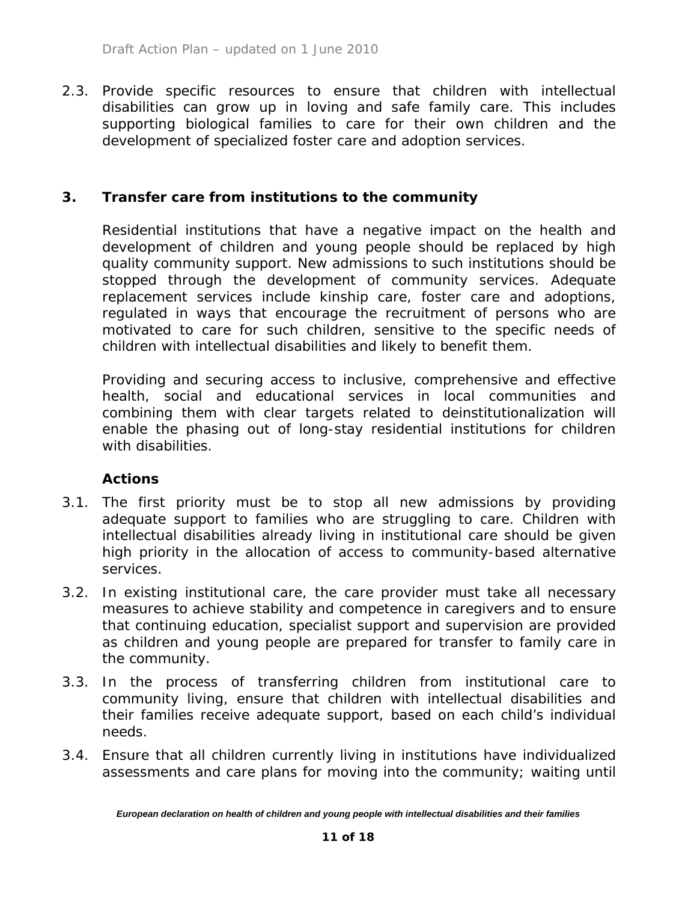2.3. Provide specific resources to ensure that children with intellectual disabilities can grow up in loving and safe family care. This includes supporting biological families to care for their own children and the development of specialized foster care and adoption services.

## 3. Transfer care from institutions to the community

Residential institutions that have a negative impact on the health and development of children and young people should be replaced by high quality community support. New admissions to such institutions should be stopped through the development of community services. Adequate replacement services include kinship care, foster care and adoptions, regulated in ways that encourage the recruitment of persons who are motivated to care for such children, sensitive to the specific needs of children with intellectual disabilities and likely to benefit them.

Providing and securing access to inclusive, comprehensive and effective health, social and educational services in local communities and combining them with clear targets related to deinstitutionalization will enable the phasing out of long-stay residential institutions for children with disabilities.

### Actions

3.1. The first priority must be to stop all new admissions by providing adequate support to families who are struggling to care. Children with intellectual disabilities already living in institutional care should be given high priority in the allocation of access to community-based alternative services.

3.2. In existing institutional care, the care provider must take all necessary measures to achieve stability and competence in caregivers and to ensure that continuing education, specialist support and supervision are provided as children and young people are prepared for transfer to family care in the community.

3.3. In the process of transferring children from institutional care to community living, ensure that children with intellectual disabilities and their families receive adequate support, based on each child's individual needs.

3.4. Ensure that all children currently living in institutions have individualized assessments and care plans for moving into the community; waiting until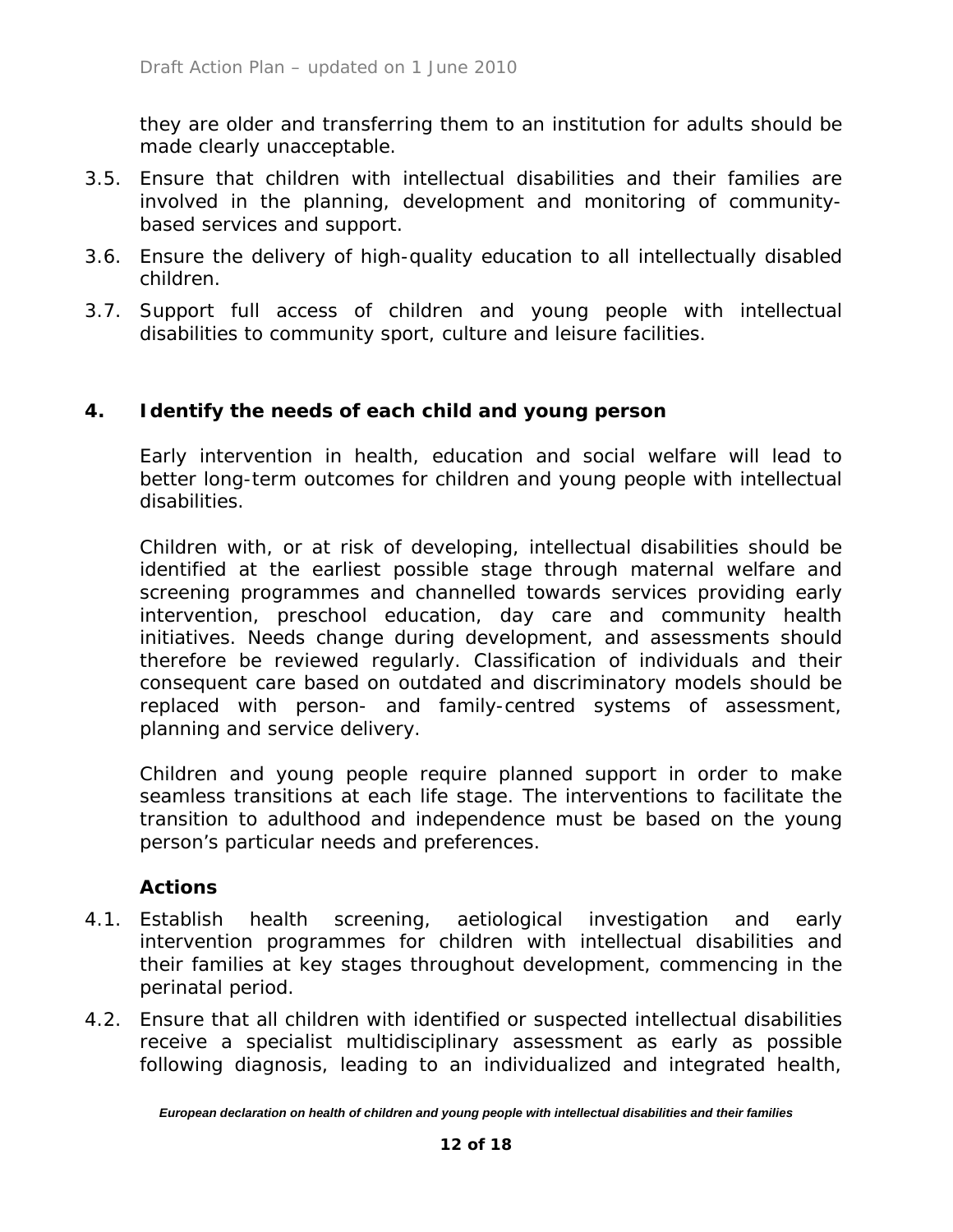they are older and transferring them to an institution for adults should be made clearly unacceptable.

3.5. Ensure that children with intellectual disabilities and their families are involved in the planning, development and monitoring of community-based services and support.

3.6. Ensure the delivery of high-quality education to all intellectually disabled children.

3.7. Support full access of children and young people with intellectual disabilities to community sport, culture and leisure facilities.

## 4. Identify the needs of each child and young person

Early intervention in health, education and social welfare will lead to better long-term outcomes for children and young people with intellectual disabilities.

Children with, or at risk of developing, intellectual disabilities should be identified at the earliest possible stage through maternal welfare and screening programmes and channelled towards services providing early intervention, preschool education, day care and community health initiatives. Needs change during development, and assessments should therefore be reviewed regularly. Classification of individuals and their consequent care based on outdated and discriminatory models should be replaced with person- and family-centred systems of assessment, planning and service delivery.

Children and young people require planned support in order to make seamless transitions at each life stage. The interventions to facilitate the transition to adulthood and independence must be based on the young person's particular needs and preferences.

### Actions

4.1. Establish health screening, aetiological investigation and early intervention programmes for children with intellectual disabilities and their families at key stages throughout development, commencing in the perinatal period.

4.2. Ensure that all children with identified or suspected intellectual disabilities receive a specialist multidisciplinary assessment as early as possible following diagnosis, leading to an individualized and integrated health,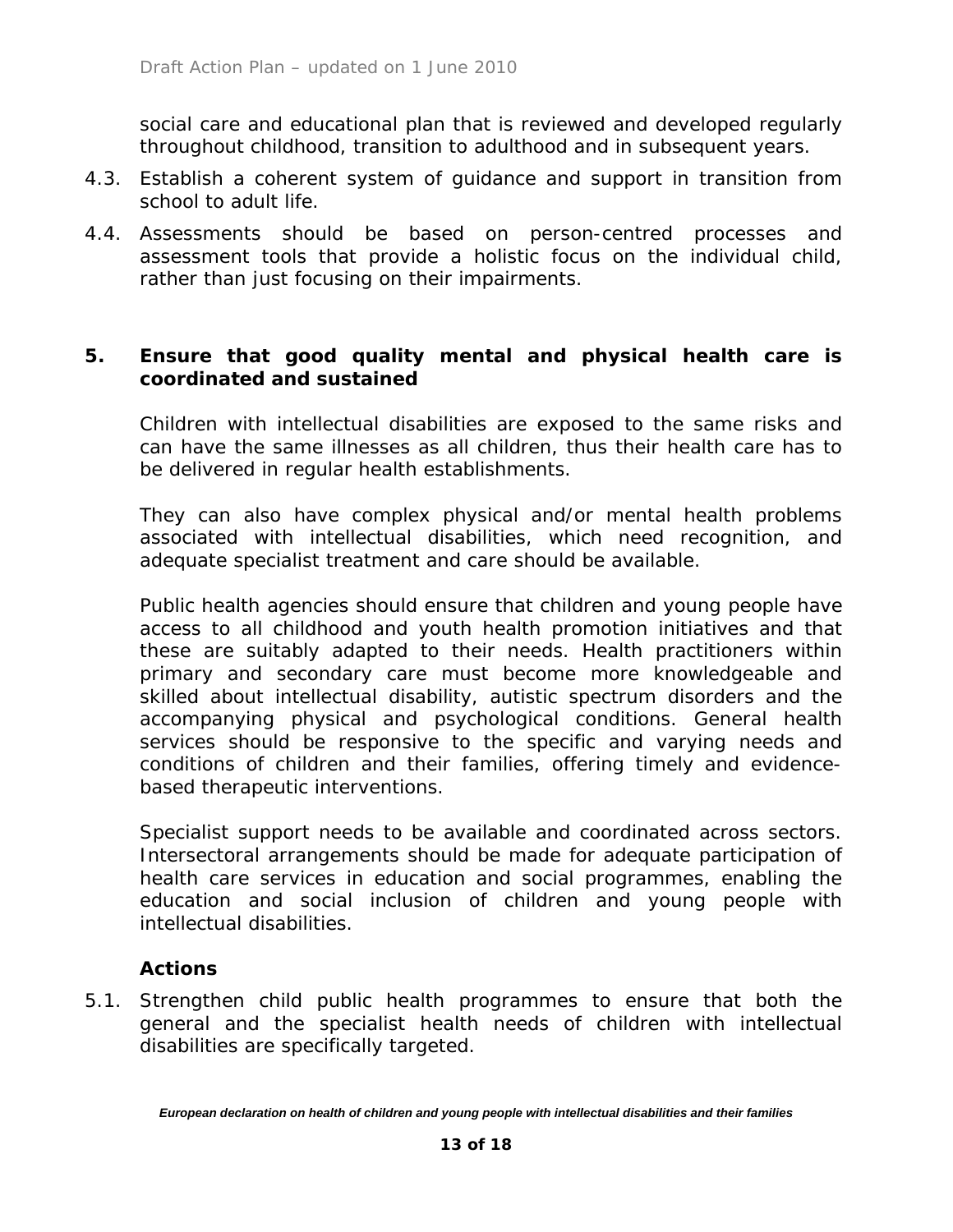social care and educational plan that is reviewed and developed regularly throughout childhood, transition to adulthood and in subsequent years.

4.3. Establish a coherent system of guidance and support in transition from school to adult life.

4.4. Assessments should be based on person-centred processes and assessment tools that provide a holistic focus on the individual child, rather than just focusing on their impairments.

## 5. Ensure that good quality mental and physical health care is coordinated and sustained

Children with intellectual disabilities are exposed to the same risks and can have the same illnesses as all children, thus their health care has to be delivered in regular health establishments.

They can also have complex physical and/or mental health problems associated with intellectual disabilities, which need recognition, and adequate specialist treatment and care should be available.

Public health agencies should ensure that children and young people have access to all childhood and youth health promotion initiatives and that these are suitably adapted to their needs. Health practitioners within primary and secondary care must become more knowledgeable and skilled about intellectual disability, autistic spectrum disorders and the accompanying physical and psychological conditions. General health services should be responsive to the specific and varying needs and conditions of children and their families, offering timely and evidence-based therapeutic interventions.

Specialist support needs to be available and coordinated across sectors. Intersectoral arrangements should be made for adequate participation of health care services in education and social programmes, enabling the education and social inclusion of children and young people with intellectual disabilities.

### Actions

5.1. Strengthen child public health programmes to ensure that both the general and the specialist health needs of children with intellectual disabilities are specifically targeted.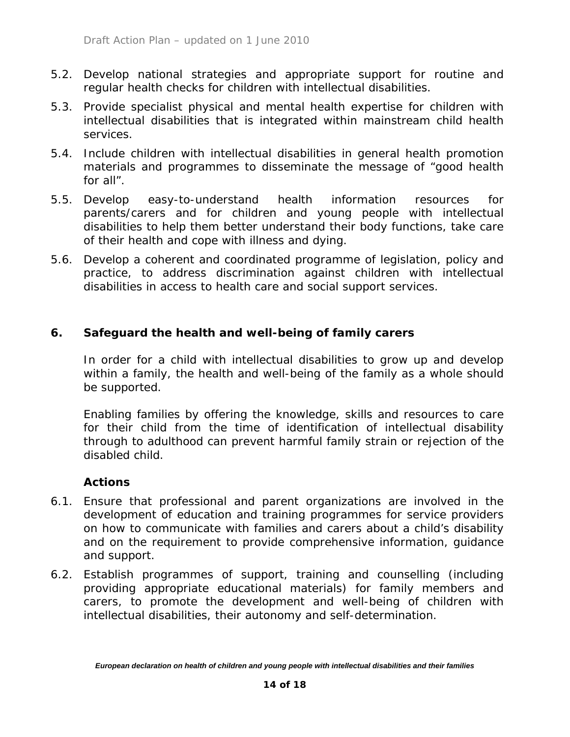5.2. Develop national strategies and appropriate support for routine and regular health checks for children with intellectual disabilities.

5.3. Provide specialist physical and mental health expertise for children with intellectual disabilities that is integrated within mainstream child health services.

5.4. Include children with intellectual disabilities in general health promotion materials and programmes to disseminate the message of "good health for all".

5.5. Develop easy-to-understand health information resources for parents/carers and for children and young people with intellectual disabilities to help them better understand their body functions, take care of their health and cope with illness and dying.

5.6. Develop a coherent and coordinated programme of legislation, policy and practice, to address discrimination against children with intellectual disabilities in access to health care and social support services.

## 6. Safeguard the health and well-being of family carers

In order for a child with intellectual disabilities to grow up and develop within a family, the health and well-being of the family as a whole should be supported.

Enabling families by offering the knowledge, skills and resources to care for their child from the time of identification of intellectual disability through to adulthood can prevent harmful family strain or rejection of the disabled child.

### Actions

6.1. Ensure that professional and parent organizations are involved in the development of education and training programmes for service providers on how to communicate with families and carers about a child's disability and on the requirement to provide comprehensive information, guidance and support.

6.2. Establish programmes of support, training and counselling (including providing appropriate educational materials) for family members and carers, to promote the development and well-being of children with intellectual disabilities, their autonomy and self-determination.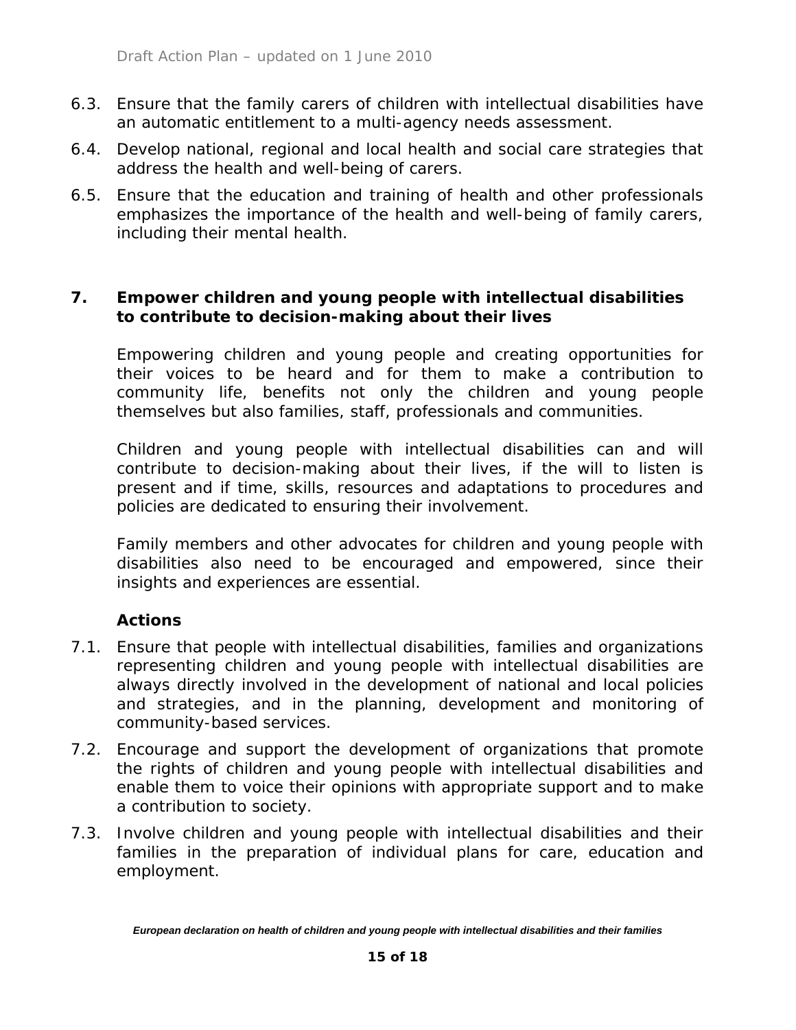6.3. Ensure that the family carers of children with intellectual disabilities have an automatic entitlement to a multi-agency needs assessment.

6.4. Develop national, regional and local health and social care strategies that address the health and well-being of carers.

6.5. Ensure that the education and training of health and other professionals emphasizes the importance of the health and well-being of family carers, including their mental health.

## 7. Empower children and young people with intellectual disabilities to contribute to decision-making about their lives

Empowering children and young people and creating opportunities for their voices to be heard and for them to make a contribution to community life, benefits not only the children and young people themselves but also families, staff, professionals and communities.

Children and young people with intellectual disabilities can and will contribute to decision-making about their lives, if the will to listen is present and if time, skills, resources and adaptations to procedures and policies are dedicated to ensuring their involvement.

Family members and other advocates for children and young people with disabilities also need to be encouraged and empowered, since their insights and experiences are essential.

### Actions

7.1. Ensure that people with intellectual disabilities, families and organizations representing children and young people with intellectual disabilities are always directly involved in the development of national and local policies and strategies, and in the planning, development and monitoring of community-based services.

7.2. Encourage and support the development of organizations that promote the rights of children and young people with intellectual disabilities and enable them to voice their opinions with appropriate support and to make a contribution to society.

7.3. Involve children and young people with intellectual disabilities and their families in the preparation of individual plans for care, education and employment.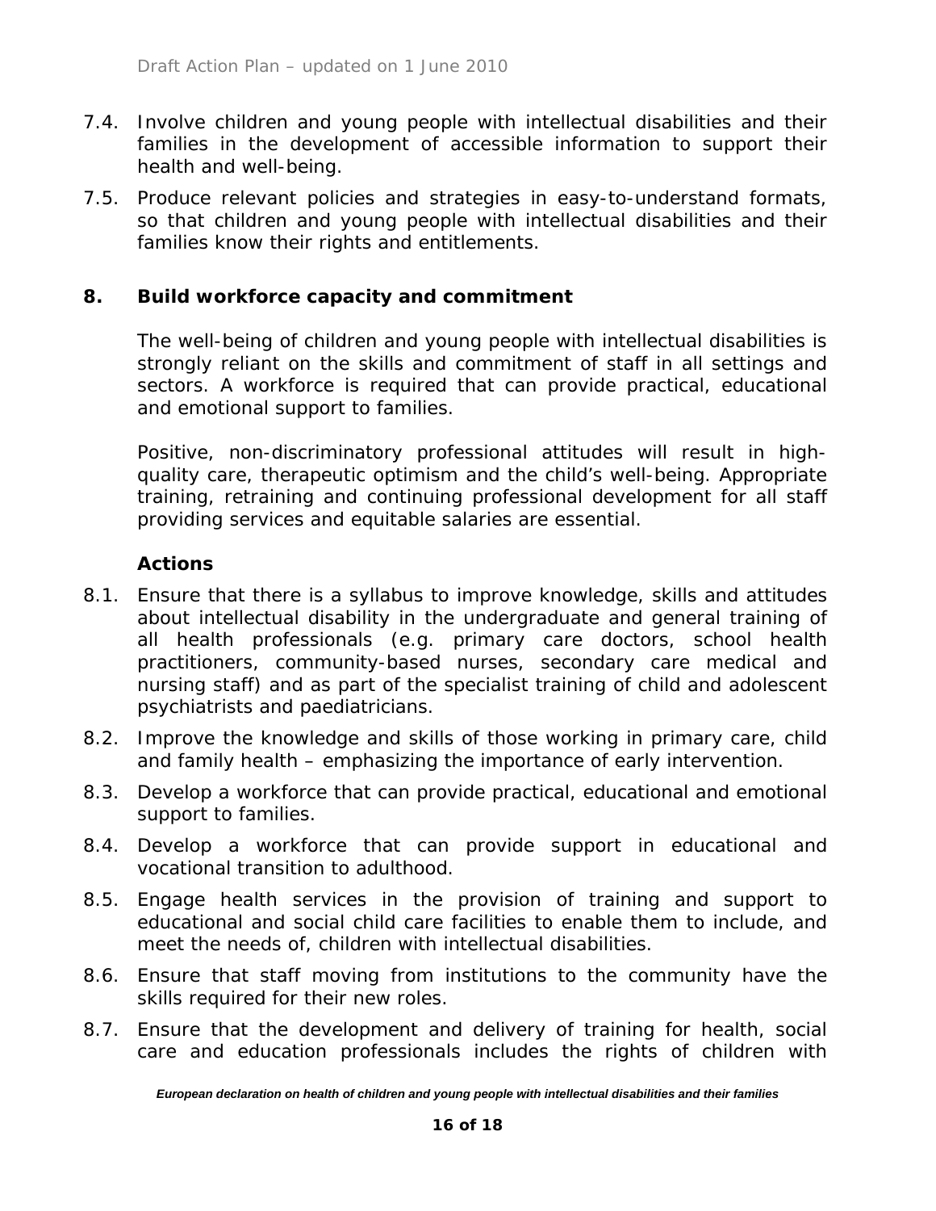7.4. Involve children and young people with intellectual disabilities and their families in the development of accessible information to support their health and well-being.

7.5. Produce relevant policies and strategies in easy-to-understand formats, so that children and young people with intellectual disabilities and their families know their rights and entitlements.

## 8. Build workforce capacity and commitment

The well-being of children and young people with intellectual disabilities is strongly reliant on the skills and commitment of staff in all settings and sectors. A workforce is required that can provide practical, educational and emotional support to families.

Positive, non-discriminatory professional attitudes will result in high-quality care, therapeutic optimism and the child's well-being. Appropriate training, retraining and continuing professional development for all staff providing services and equitable salaries are essential.

### Actions

8.1. Ensure that there is a syllabus to improve knowledge, skills and attitudes about intellectual disability in the undergraduate and general training of all health professionals (e.g. primary care doctors, school health practitioners, community-based nurses, secondary care medical and nursing staff) and as part of the specialist training of child and adolescent psychiatrists and paediatricians.

8.2. Improve the knowledge and skills of those working in primary care, child and family health – emphasizing the importance of early intervention.

8.3. Develop a workforce that can provide practical, educational and emotional support to families.

8.4. Develop a workforce that can provide support in educational and vocational transition to adulthood.

8.5. Engage health services in the provision of training and support to educational and social child care facilities to enable them to include, and meet the needs of, children with intellectual disabilities.

8.6. Ensure that staff moving from institutions to the community have the skills required for their new roles.

8.7. Ensure that the development and delivery of training for health, social care and education professionals includes the rights of children with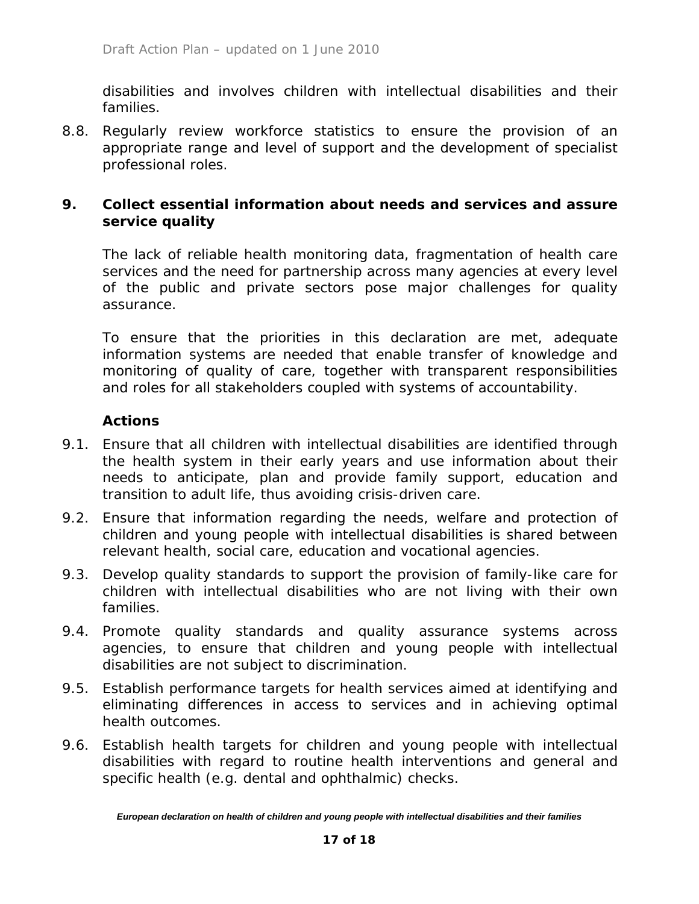disabilities and involves children with intellectual disabilities and their families.

8.8. Regularly review workforce statistics to ensure the provision of an appropriate range and level of support and the development of specialist professional roles.

## 9. Collect essential information about needs and services and assure service quality

The lack of reliable health monitoring data, fragmentation of health care services and the need for partnership across many agencies at every level of the public and private sectors pose major challenges for quality assurance.

To ensure that the priorities in this declaration are met, adequate information systems are needed that enable transfer of knowledge and monitoring of quality of care, together with transparent responsibilities and roles for all stakeholders coupled with systems of accountability.

### Actions

9.1. Ensure that all children with intellectual disabilities are identified through the health system in their early years and use information about their needs to anticipate, plan and provide family support, education and transition to adult life, thus avoiding crisis-driven care.

9.2. Ensure that information regarding the needs, welfare and protection of children and young people with intellectual disabilities is shared between relevant health, social care, education and vocational agencies.

9.3. Develop quality standards to support the provision of family-like care for children with intellectual disabilities who are not living with their own families.

9.4. Promote quality standards and quality assurance systems across agencies, to ensure that children and young people with intellectual disabilities are not subject to discrimination.

9.5. Establish performance targets for health services aimed at identifying and eliminating differences in access to services and in achieving optimal health outcomes.

9.6. Establish health targets for children and young people with intellectual disabilities with regard to routine health interventions and general and specific health (e.g. dental and ophthalmic) checks.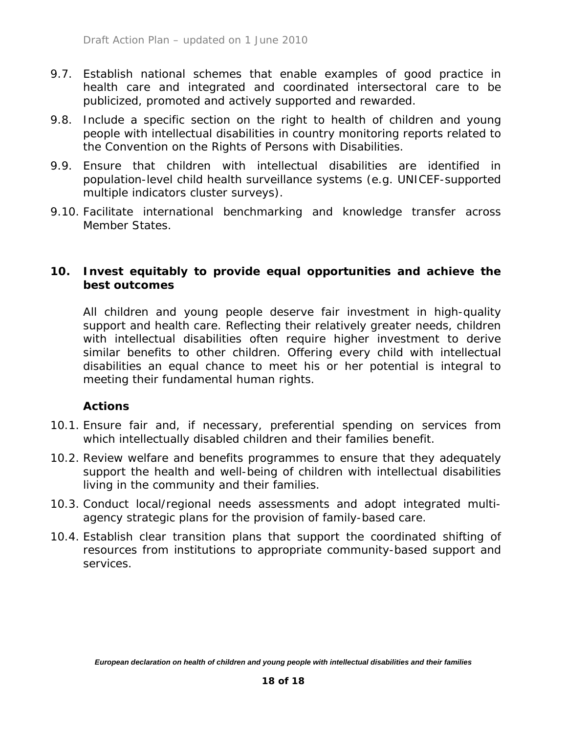9.7. Establish national schemes that enable examples of good practice in health care and integrated and coordinated intersectoral care to be publicized, promoted and actively supported and rewarded.

9.8. Include a specific section on the right to health of children and young people with intellectual disabilities in country monitoring reports related to the Convention on the Rights of Persons with Disabilities.

9.9. Ensure that children with intellectual disabilities are identified in population-level child health surveillance systems (e.g. UNICEF-supported multiple indicators cluster surveys).

9.10. Facilitate international benchmarking and knowledge transfer across Member States.

## 10. Invest equitably to provide equal opportunities and achieve the best outcomes

All children and young people deserve fair investment in high-quality support and health care. Reflecting their relatively greater needs, children with intellectual disabilities often require higher investment to derive similar benefits to other children. Offering every child with intellectual disabilities an equal chance to meet his or her potential is integral to meeting their fundamental human rights.

### Actions

10.1. Ensure fair and, if necessary, preferential spending on services from which intellectually disabled children and their families benefit.

10.2. Review welfare and benefits programmes to ensure that they adequately support the health and well-being of children with intellectual disabilities living in the community and their families.

10.3. Conduct local/regional needs assessments and adopt integrated multi-agency strategic plans for the provision of family-based care.

10.4. Establish clear transition plans that support the coordinated shifting of resources from institutions to appropriate community-based support and services.